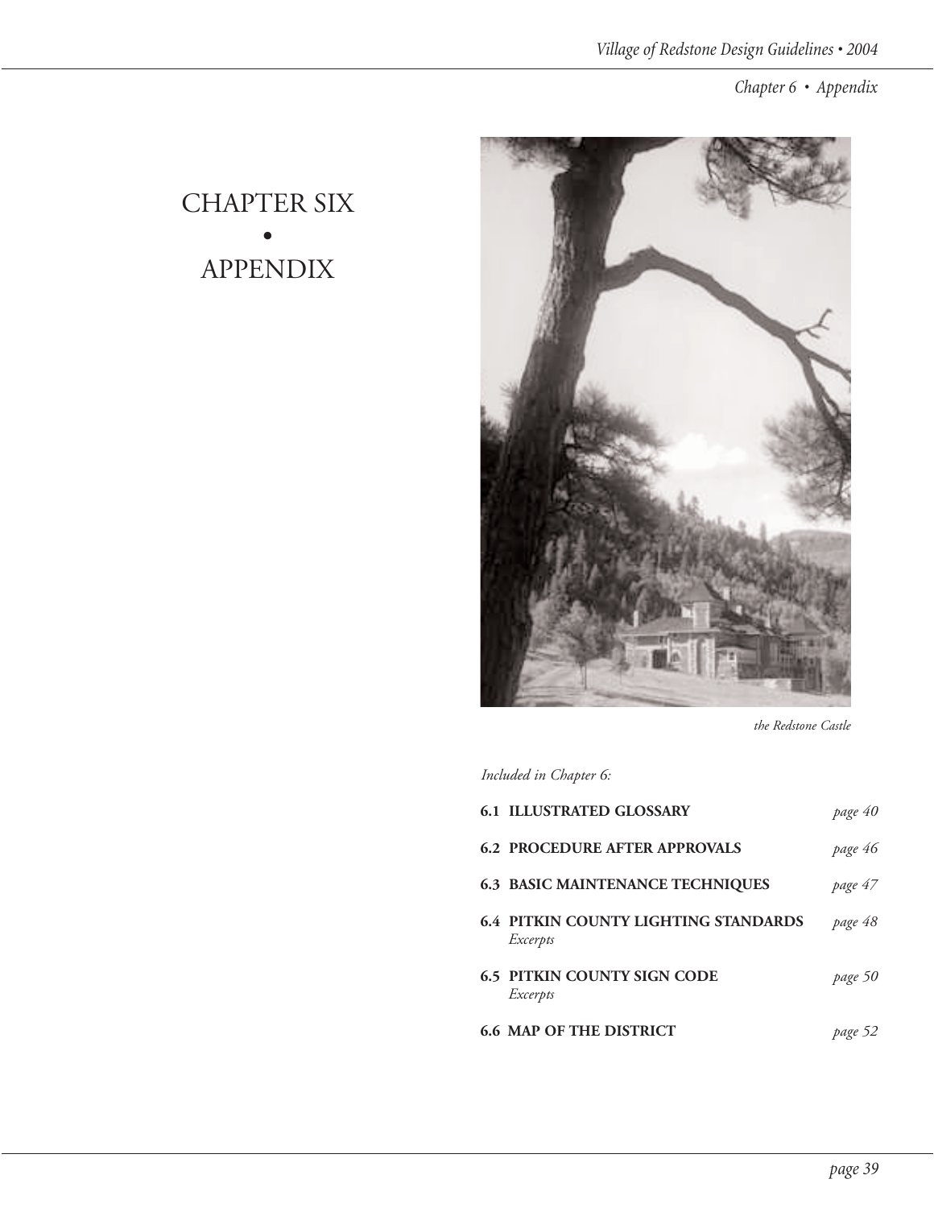# CHAPTER SIX • APPENDIX

*the Redstone Castle*

*Included in Chapter 6:*

| | |
|---|---|
| **6.1 ILLUSTRATED GLOSSARY** | *page 40* |
| **6.2 PROCEDURE AFTER APPROVALS** | *page 46* |
| **6.3 BASIC MAINTENANCE TECHNIQUES** | *page 47* |
| **6.4 PITKIN COUNTY LIGHTING STANDARDS** *Excerpts* | *page 48* |
| **6.5 PITKIN COUNTY SIGN CODE** *Excerpts* | *page 50* |
| **6.6 MAP OF THE DISTRICT** | *page 52* |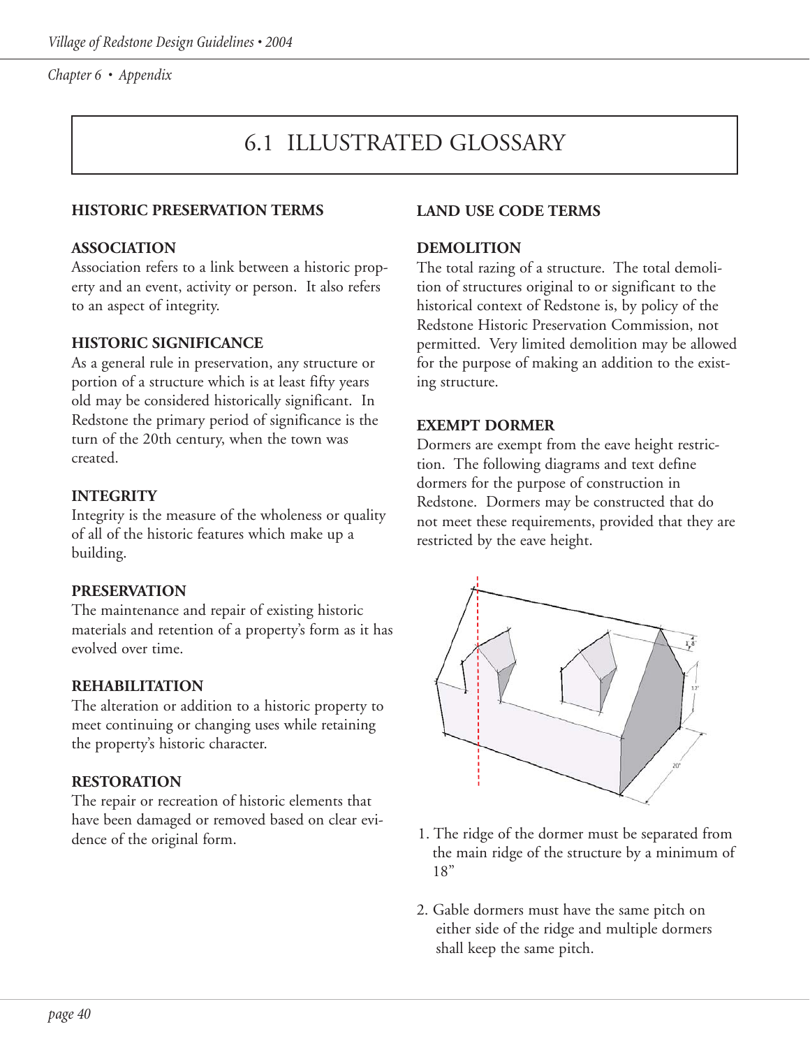# 6.1 ILLUSTRATED GLOSSARY

## HISTORIC PRESERVATION TERMS

### ASSOCIATION

Association refers to a link between a historic property and an event, activity or person. It also refers to an aspect of integrity.

### HISTORIC SIGNIFICANCE

As a general rule in preservation, any structure or portion of a structure which is at least fifty years old may be considered historically significant. In Redstone the primary period of significance is the turn of the 20th century, when the town was created.

### INTEGRITY

Integrity is the measure of the wholeness or quality of all of the historic features which make up a building.

### PRESERVATION

The maintenance and repair of existing historic materials and retention of a property's form as it has evolved over time.

### REHABILITATION

The alteration or addition to a historic property to meet continuing or changing uses while retaining the property's historic character.

### RESTORATION

The repair or recreation of historic elements that have been damaged or removed based on clear evidence of the original form.

## LAND USE CODE TERMS

### DEMOLITION

The total razing of a structure. The total demolition of structures original to or significant to the historical context of Redstone is, by policy of the Redstone Historic Preservation Commission, not permitted. Very limited demolition may be allowed for the purpose of making an addition to the existing structure.

### EXEMPT DORMER

Dormers are exempt from the eave height restriction. The following diagrams and text define dormers for the purpose of construction in Redstone. Dormers may be constructed that do not meet these requirements, provided that they are restricted by the eave height.

1. The ridge of the dormer must be separated from the main ridge of the structure by a minimum of 18"

2. Gable dormers must have the same pitch on either side of the ridge and multiple dormers shall keep the same pitch.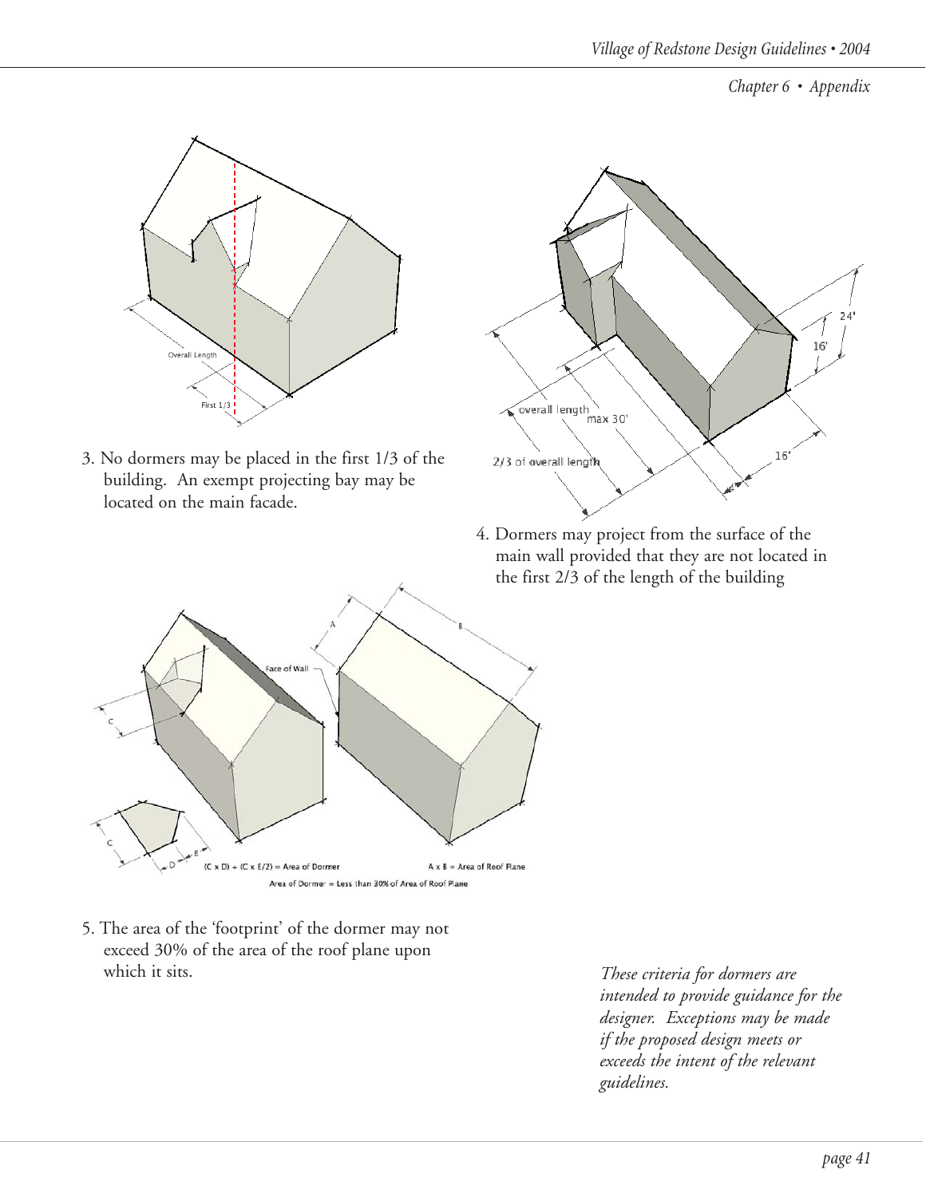3. No dormers may be placed in the first 1/3 of the building. An exempt projecting bay may be located on the main facade.

4. Dormers may project from the surface of the main wall provided that they are not located in the first 2/3 of the length of the building

5. The area of the 'footprint' of the dormer may not exceed 30% of the area of the roof plane upon which it sits.

*These criteria for dormers are intended to provide guidance for the designer. Exceptions may be made if the proposed design meets or exceeds the intent of the relevant guidelines.*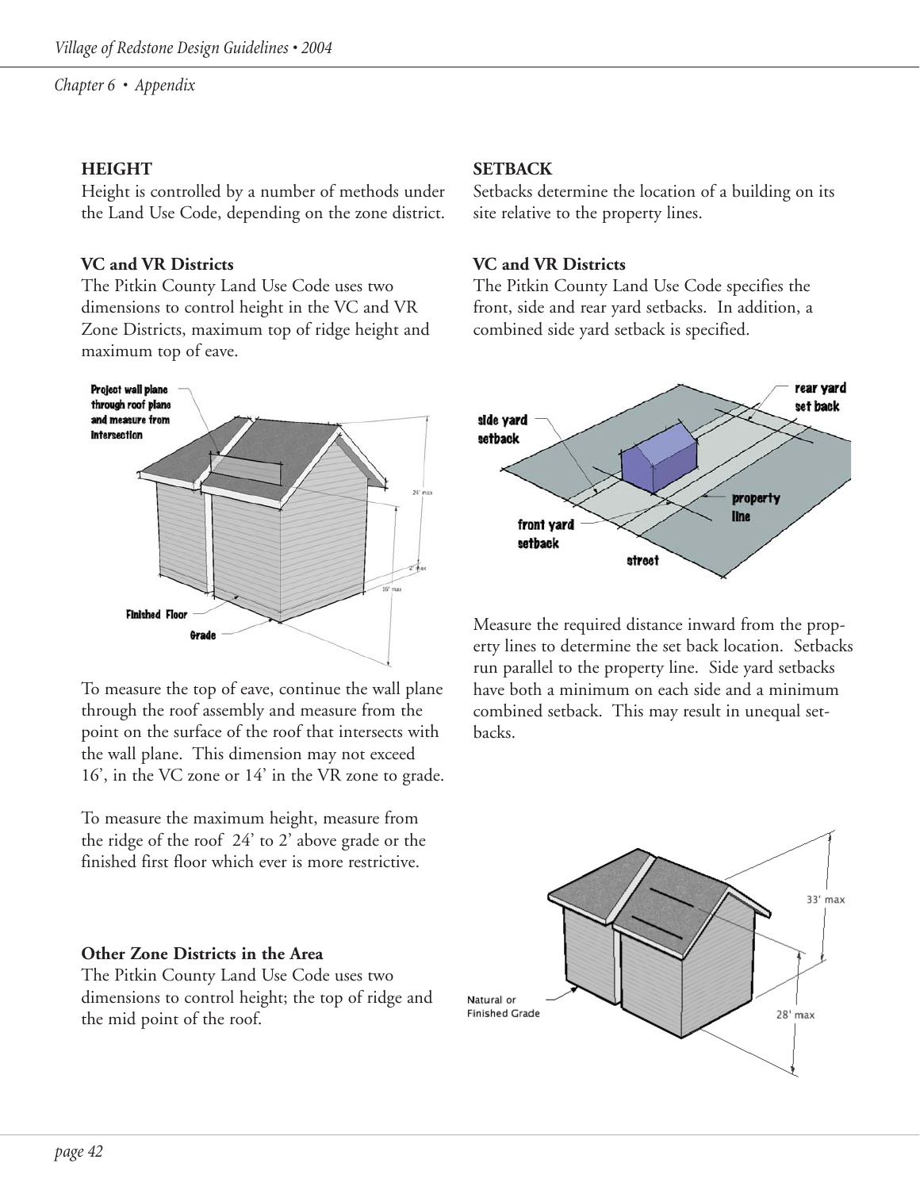## HEIGHT

Height is controlled by a number of methods under the Land Use Code, depending on the zone district.

### VC and VR Districts

The Pitkin County Land Use Code uses two dimensions to control height in the VC and VR Zone Districts, maximum top of ridge height and maximum top of eave.

To measure the top of eave, continue the wall plane through the roof assembly and measure from the point on the surface of the roof that intersects with the wall plane. This dimension may not exceed 16', in the VC zone or 14' in the VR zone to grade.

To measure the maximum height, measure from the ridge of the roof 24' to 2' above grade or the finished first floor which ever is more restrictive.

### Other Zone Districts in the Area

The Pitkin County Land Use Code uses two dimensions to control height; the top of ridge and the mid point of the roof.

## SETBACK

Setbacks determine the location of a building on its site relative to the property lines.

### VC and VR Districts

The Pitkin County Land Use Code specifies the front, side and rear yard setbacks. In addition, a combined side yard setback is specified.

Measure the required distance inward from the property lines to determine the set back location. Setbacks run parallel to the property line. Side yard setbacks have both a minimum on each side and a minimum combined setback. This may result in unequal setbacks.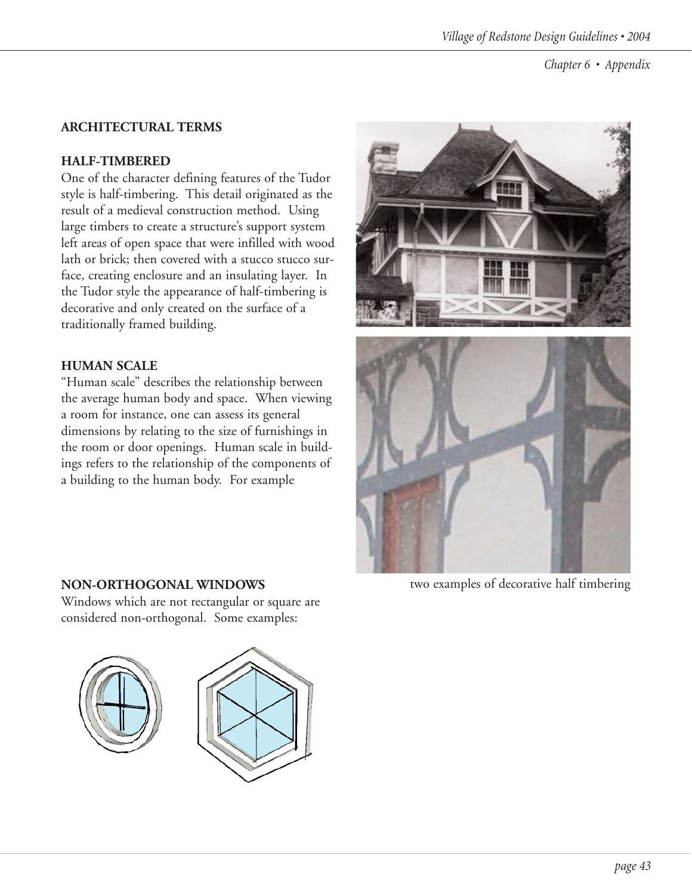## ARCHITECTURAL TERMS

### HALF-TIMBERED

One of the character defining features of the Tudor style is half-timbering. This detail originated as the result of a medieval construction method. Using large timbers to create a structure's support system left areas of open space that were infilled with wood lath or brick; then covered with a stucco stucco surface, creating enclosure and an insulating layer. In the Tudor style the appearance of half-timbering is decorative and only created on the surface of a traditionally framed building.

two examples of decorative half timbering

### HUMAN SCALE

"Human scale" describes the relationship between the average human body and space. When viewing a room for instance, one can assess its general dimensions by relating to the size of furnishings in the room or door openings. Human scale in buildings refers to the relationship of the components of a building to the human body. For example

### NON-ORTHOGONAL WINDOWS

Windows which are not rectangular or square are considered non-orthogonal. Some examples: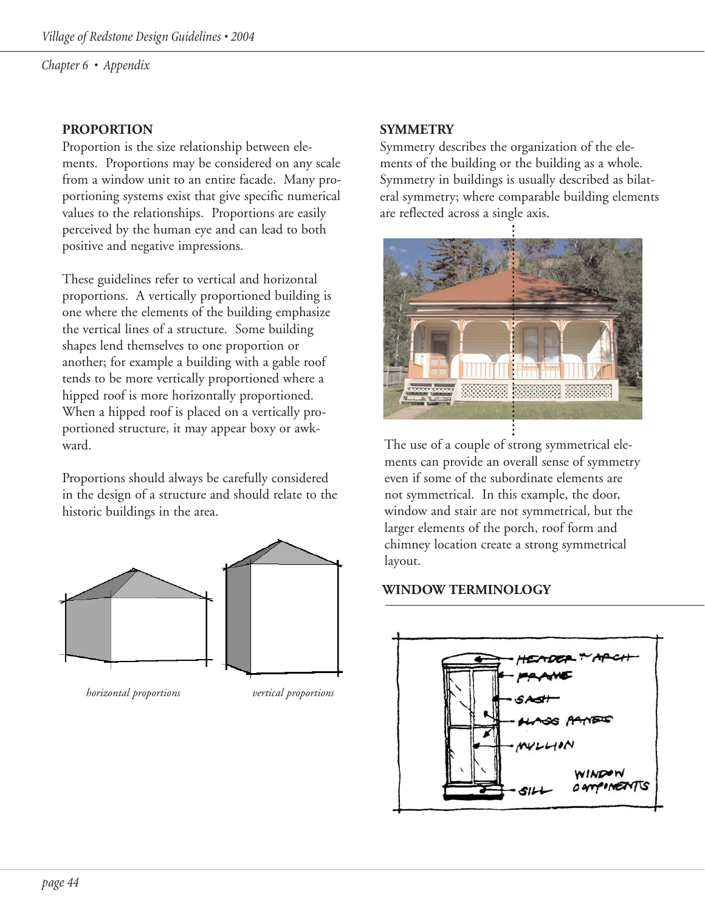## PROPORTION

Proportion is the size relationship between elements. Proportions may be considered on any scale from a window unit to an entire facade. Many proportioning systems exist that give specific numerical values to the relationships. Proportions are easily perceived by the human eye and can lead to both positive and negative impressions.

These guidelines refer to vertical and horizontal proportions. A vertically proportioned building is one where the elements of the building emphasize the vertical lines of a structure. Some building shapes lend themselves to one proportion or another; for example a building with a gable roof tends to be more vertically proportioned where a hipped roof is more horizontally proportioned. When a hipped roof is placed on a vertically proportioned structure, it may appear boxy or awkward.

Proportions should always be carefully considered in the design of a structure and should relate to the historic buildings in the area.

*horizontal proportions*

*vertical proportions*

## SYMMETRY

Symmetry describes the organization of the elements of the building or the building as a whole. Symmetry in buildings is usually described as bilateral symmetry; where comparable building elements are reflected across a single axis.

The use of a couple of strong symmetrical elements can provide an overall sense of symmetry even if some of the subordinate elements are not symmetrical. In this example, the door, window and stair are not symmetrical, but the larger elements of the porch, roof form and chimney location create a strong symmetrical layout.

## WINDOW TERMINOLOGY

HEADER & ARCH

FRAME

SASH

GLASS PANES

MULLION

SILL

WINDOW COMPONENTS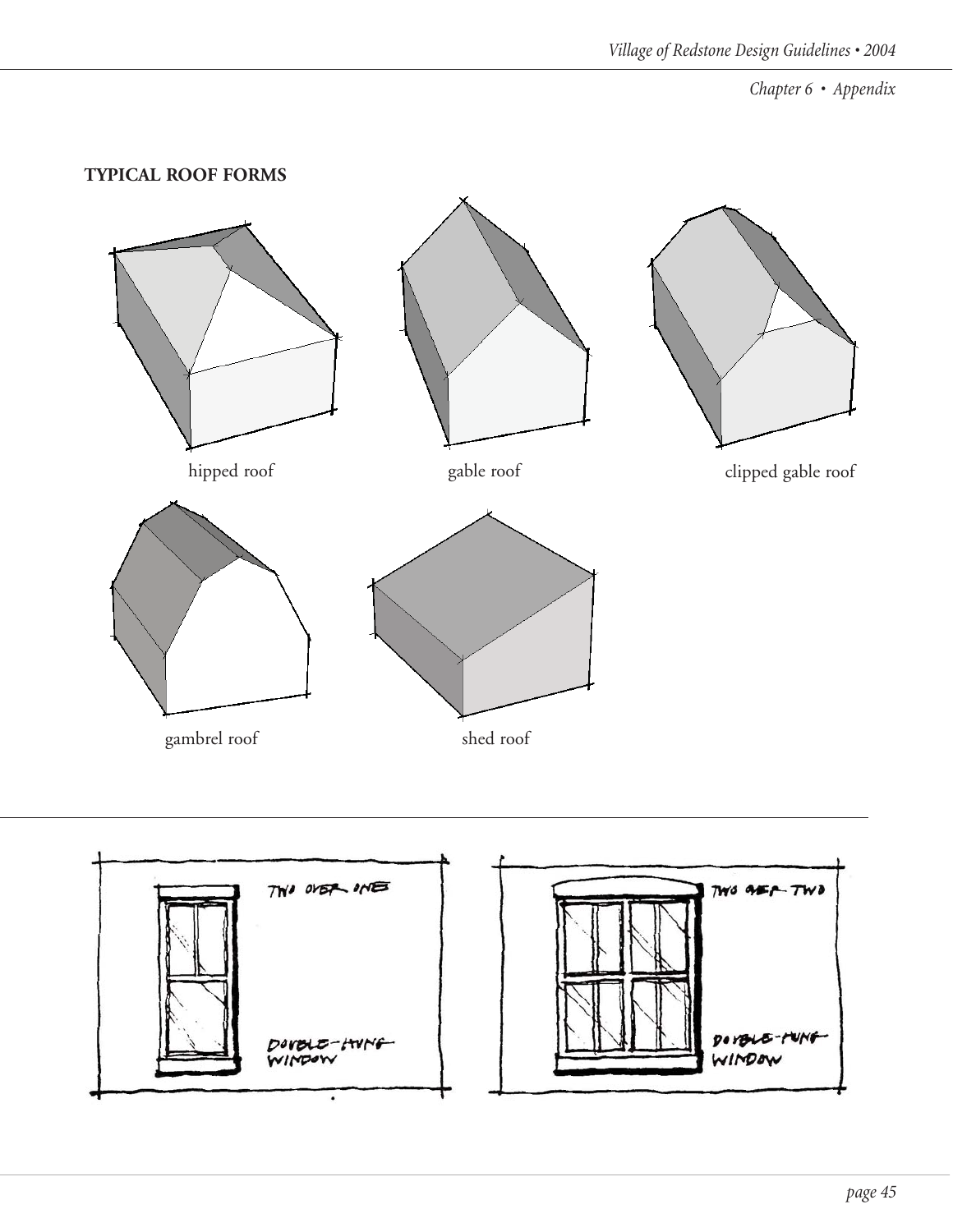**TYPICAL ROOF FORMS**

hipped roof

gable roof

clipped gable roof

gambrel roof

shed roof

TWO OVER ONE

DOUBLE-HUNG WINDOW

TWO OVER TWO

DOUBLE-HUNG WINDOW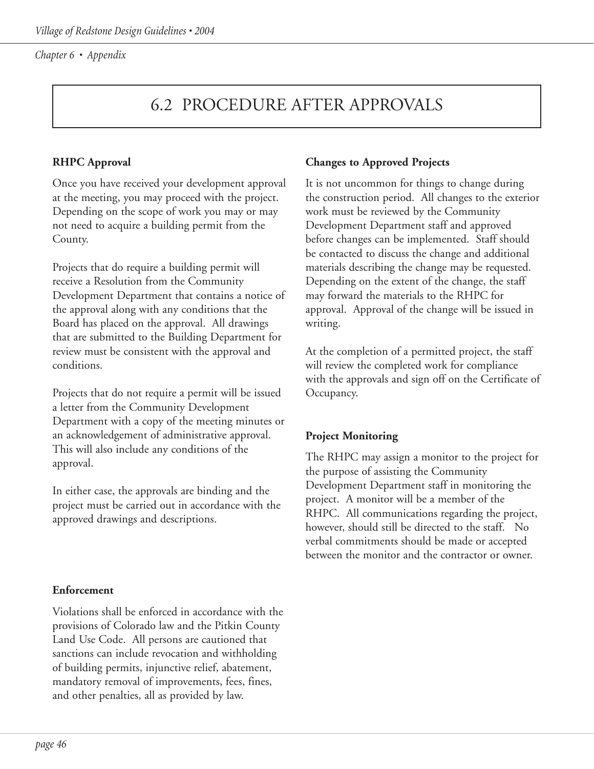# 6.2 PROCEDURE AFTER APPROVALS

### RHPC Approval

Once you have received your development approval at the meeting, you may proceed with the project. Depending on the scope of work you may or may not need to acquire a building permit from the County.

Projects that do require a building permit will receive a Resolution from the Community Development Department that contains a notice of the approval along with any conditions that the Board has placed on the approval. All drawings that are submitted to the Building Department for review must be consistent with the approval and conditions.

Projects that do not require a permit will be issued a letter from the Community Development Department with a copy of the meeting minutes or an acknowledgement of administrative approval. This will also include any conditions of the approval.

In either case, the approvals are binding and the project must be carried out in accordance with the approved drawings and descriptions.

### Enforcement

Violations shall be enforced in accordance with the provisions of Colorado law and the Pitkin County Land Use Code. All persons are cautioned that sanctions can include revocation and withholding of building permits, injunctive relief, abatement, mandatory removal of improvements, fees, fines, and other penalties, all as provided by law.

### Changes to Approved Projects

It is not uncommon for things to change during the construction period. All changes to the exterior work must be reviewed by the Community Development Department staff and approved before changes can be implemented. Staff should be contacted to discuss the change and additional materials describing the change may be requested. Depending on the extent of the change, the staff may forward the materials to the RHPC for approval. Approval of the change will be issued in writing.

At the completion of a permitted project, the staff will review the completed work for compliance with the approvals and sign off on the Certificate of Occupancy.

### Project Monitoring

The RHPC may assign a monitor to the project for the purpose of assisting the Community Development Department staff in monitoring the project. A monitor will be a member of the RHPC. All communications regarding the project, however, should still be directed to the staff. No verbal commitments should be made or accepted between the monitor and the contractor or owner.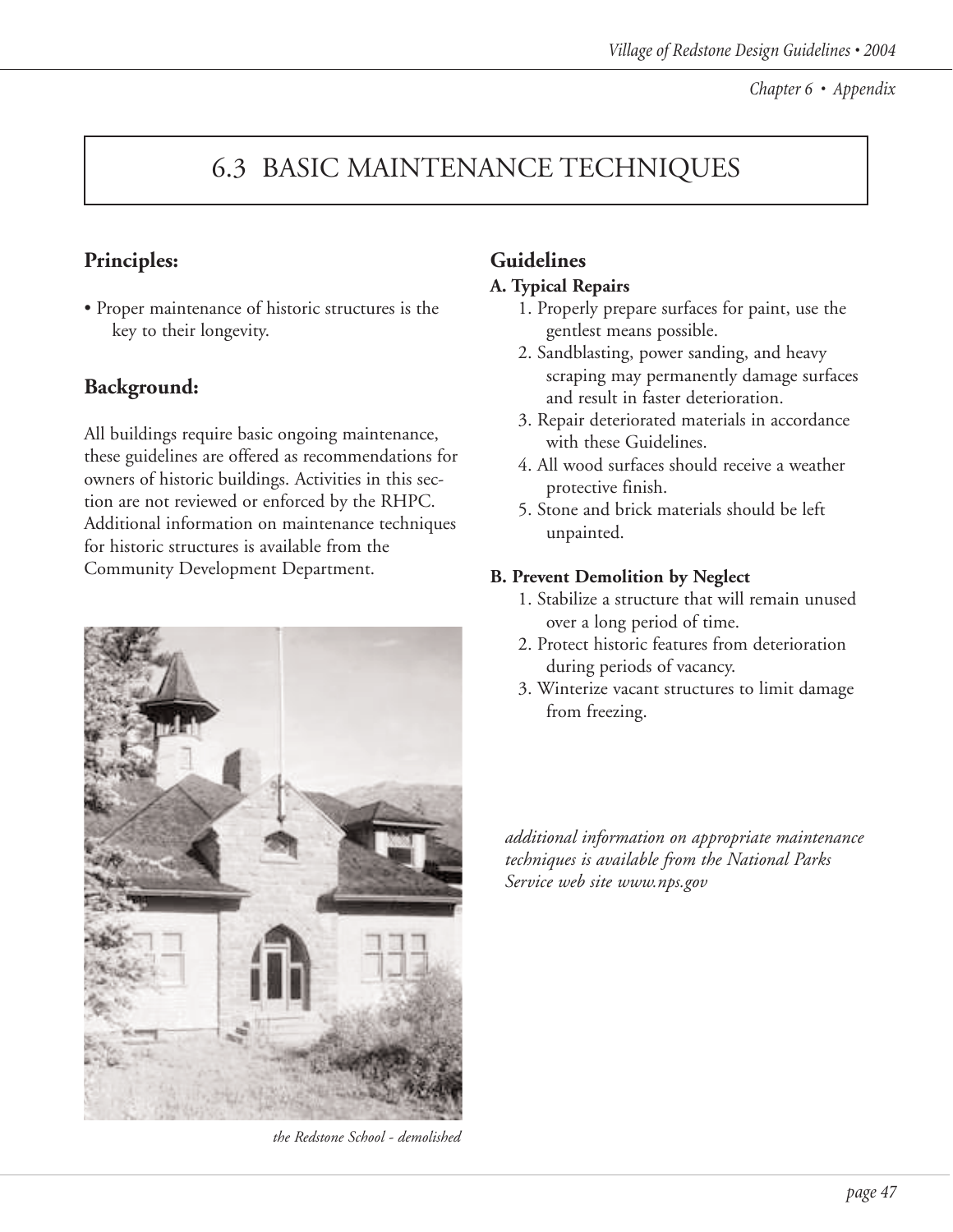# 6.3 BASIC MAINTENANCE TECHNIQUES

## Principles:

- Proper maintenance of historic structures is the key to their longevity.

## Background:

All buildings require basic ongoing maintenance, these guidelines are offered as recommendations for owners of historic buildings. Activities in this section are not reviewed or enforced by the RHPC. Additional information on maintenance techniques for historic structures is available from the Community Development Department.

*the Redstone School - demolished*

## Guidelines

### A. Typical Repairs

1. Properly prepare surfaces for paint, use the gentlest means possible.
2. Sandblasting, power sanding, and heavy scraping may permanently damage surfaces and result in faster deterioration.
3. Repair deteriorated materials in accordance with these Guidelines.
4. All wood surfaces should receive a weather protective finish.
5. Stone and brick materials should be left unpainted.

### B. Prevent Demolition by Neglect

1. Stabilize a structure that will remain unused over a long period of time.
2. Protect historic features from deterioration during periods of vacancy.
3. Winterize vacant structures to limit damage from freezing.

*additional information on appropriate maintenance techniques is available from the National Parks Service web site www.nps.gov*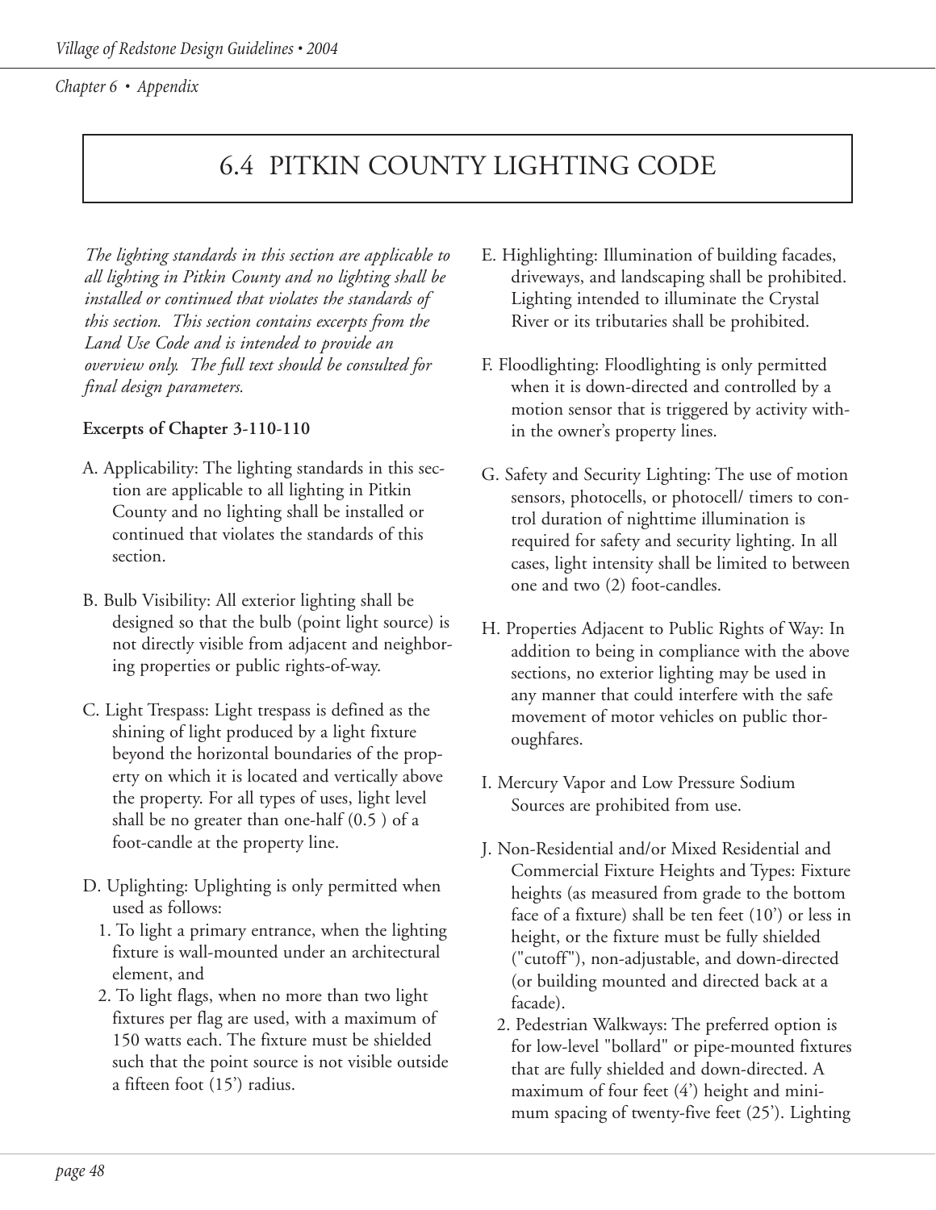# 6.4 PITKIN COUNTY LIGHTING CODE

*The lighting standards in this section are applicable to all lighting in Pitkin County and no lighting shall be installed or continued that violates the standards of this section. This section contains excerpts from the Land Use Code and is intended to provide an overview only. The full text should be consulted for final design parameters.*

**Excerpts of Chapter 3-110-110**

A. Applicability: The lighting standards in this section are applicable to all lighting in Pitkin County and no lighting shall be installed or continued that violates the standards of this section.

B. Bulb Visibility: All exterior lighting shall be designed so that the bulb (point light source) is not directly visible from adjacent and neighboring properties or public rights-of-way.

C. Light Trespass: Light trespass is defined as the shining of light produced by a light fixture beyond the horizontal boundaries of the property on which it is located and vertically above the property. For all types of uses, light level shall be no greater than one-half (0.5 ) of a foot-candle at the property line.

D. Uplighting: Uplighting is only permitted when used as follows:
   1. To light a primary entrance, when the lighting fixture is wall-mounted under an architectural element, and
   2. To light flags, when no more than two light fixtures per flag are used, with a maximum of 150 watts each. The fixture must be shielded such that the point source is not visible outside a fifteen foot (15') radius.

E. Highlighting: Illumination of building facades, driveways, and landscaping shall be prohibited. Lighting intended to illuminate the Crystal River or its tributaries shall be prohibited.

F. Floodlighting: Floodlighting is only permitted when it is down-directed and controlled by a motion sensor that is triggered by activity within the owner's property lines.

G. Safety and Security Lighting: The use of motion sensors, photocells, or photocell/ timers to control duration of nighttime illumination is required for safety and security lighting. In all cases, light intensity shall be limited to between one and two (2) foot-candles.

H. Properties Adjacent to Public Rights of Way: In addition to being in compliance with the above sections, no exterior lighting may be used in any manner that could interfere with the safe movement of motor vehicles on public thoroughfares.

I. Mercury Vapor and Low Pressure Sodium Sources are prohibited from use.

J. Non-Residential and/or Mixed Residential and Commercial Fixture Heights and Types: Fixture heights (as measured from grade to the bottom face of a fixture) shall be ten feet (10') or less in height, or the fixture must be fully shielded ("cutoff"), non-adjustable, and down-directed (or building mounted and directed back at a facade).
   2. Pedestrian Walkways: The preferred option is for low-level "bollard" or pipe-mounted fixtures that are fully shielded and down-directed. A maximum of four feet (4') height and minimum spacing of twenty-five feet (25'). Lighting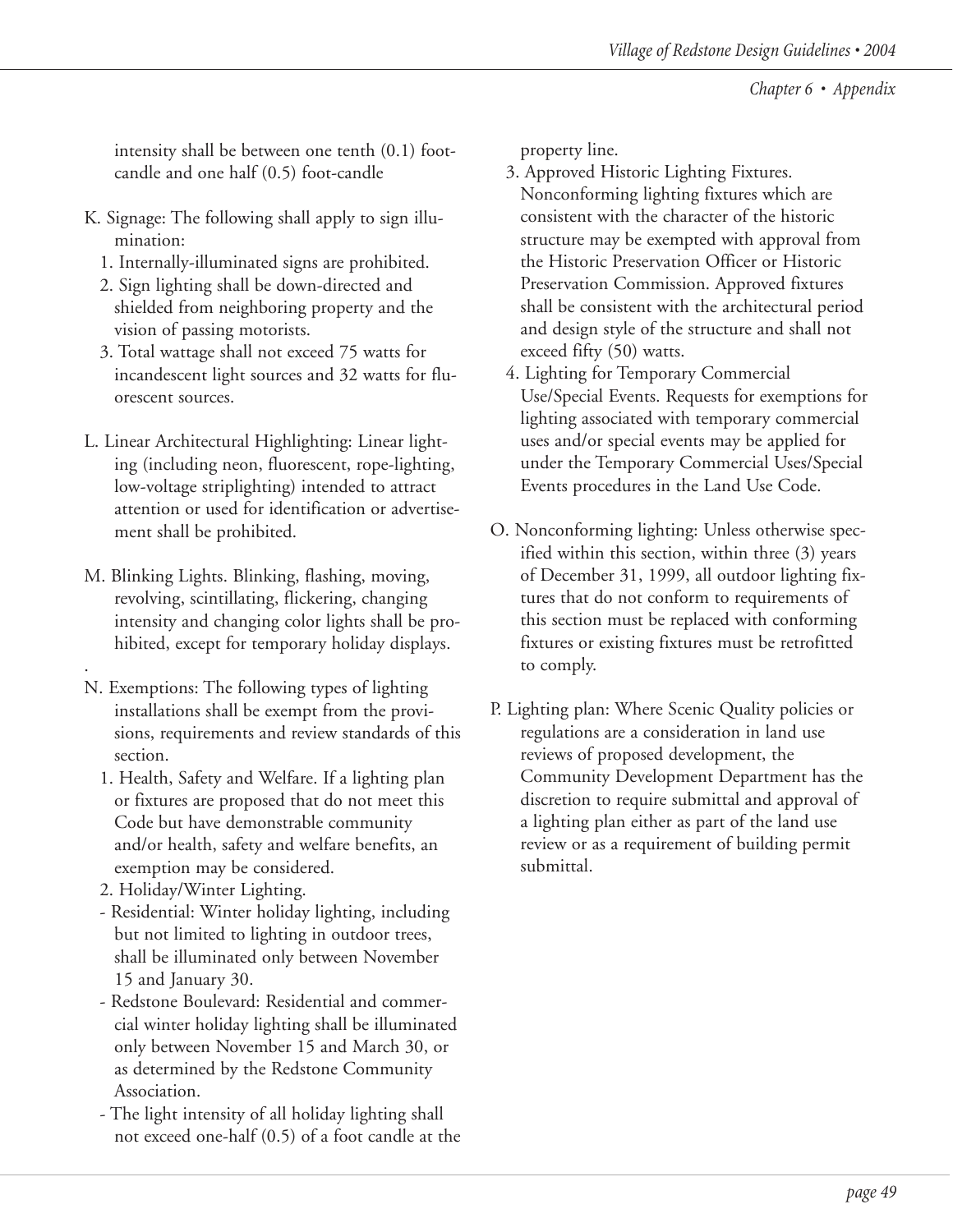intensity shall be between one tenth (0.1) foot-candle and one half (0.5) foot-candle

K. Signage: The following shall apply to sign illumination:
   1. Internally-illuminated signs are prohibited.
   2. Sign lighting shall be down-directed and shielded from neighboring property and the vision of passing motorists.
   3. Total wattage shall not exceed 75 watts for incandescent light sources and 32 watts for fluorescent sources.

L. Linear Architectural Highlighting: Linear lighting (including neon, fluorescent, rope-lighting, low-voltage striplighting) intended to attract attention or used for identification or advertisement shall be prohibited.

M. Blinking Lights. Blinking, flashing, moving, revolving, scintillating, flickering, changing intensity and changing color lights shall be prohibited, except for temporary holiday displays.

.

N. Exemptions: The following types of lighting installations shall be exempt from the provisions, requirements and review standards of this section.
   1. Health, Safety and Welfare. If a lighting plan or fixtures are proposed that do not meet this Code but have demonstrable community and/or health, safety and welfare benefits, an exemption may be considered.
   2. Holiday/Winter Lighting.
   - Residential: Winter holiday lighting, including but not limited to lighting in outdoor trees, shall be illuminated only between November 15 and January 30.
   - Redstone Boulevard: Residential and commercial winter holiday lighting shall be illuminated only between November 15 and March 30, or as determined by the Redstone Community Association.
   - The light intensity of all holiday lighting shall not exceed one-half (0.5) of a foot candle at the property line.
   3. Approved Historic Lighting Fixtures. Nonconforming lighting fixtures which are consistent with the character of the historic structure may be exempted with approval from the Historic Preservation Officer or Historic Preservation Commission. Approved fixtures shall be consistent with the architectural period and design style of the structure and shall not exceed fifty (50) watts.
   4. Lighting for Temporary Commercial Use/Special Events. Requests for exemptions for lighting associated with temporary commercial uses and/or special events may be applied for under the Temporary Commercial Uses/Special Events procedures in the Land Use Code.

O. Nonconforming lighting: Unless otherwise specified within this section, within three (3) years of December 31, 1999, all outdoor lighting fixtures that do not conform to requirements of this section must be replaced with conforming fixtures or existing fixtures must be retrofitted to comply.

P. Lighting plan: Where Scenic Quality policies or regulations are a consideration in land use reviews of proposed development, the Community Development Department has the discretion to require submittal and approval of a lighting plan either as part of the land use review or as a requirement of building permit submittal.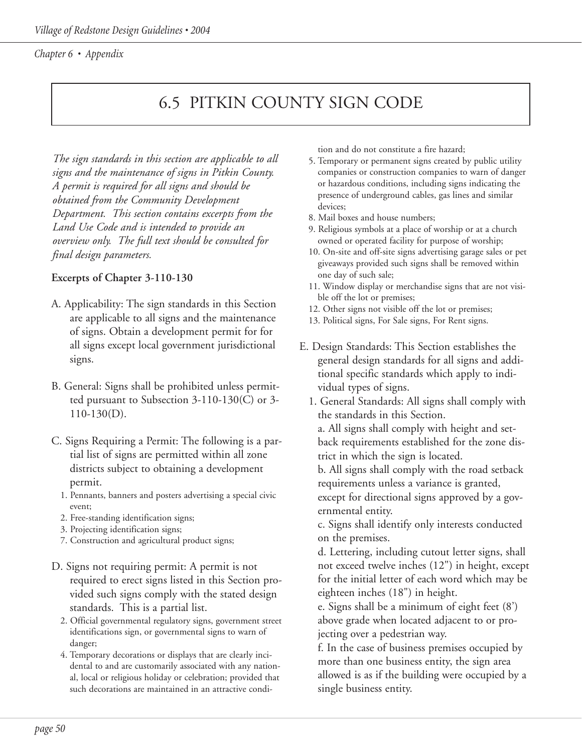## 6.5 PITKIN COUNTY SIGN CODE

*The sign standards in this section are applicable to all signs and the maintenance of signs in Pitkin County. A permit is required for all signs and should be obtained from the Community Development Department. This section contains excerpts from the Land Use Code and is intended to provide an overview only. The full text should be consulted for final design parameters.*

**Excerpts of Chapter 3-110-130**

A. Applicability: The sign standards in this Section are applicable to all signs and the maintenance of signs. Obtain a development permit for for all signs except local government jurisdictional signs.

B. General: Signs shall be prohibited unless permitted pursuant to Subsection 3-110-130(C) or 3-110-130(D).

C. Signs Requiring a Permit: The following is a partial list of signs are permitted within all zone districts subject to obtaining a development permit.

1. Pennants, banners and posters advertising a special civic event;
2. Free-standing identification signs;
3. Projecting identification signs;
7. Construction and agricultural product signs;

D. Signs not requiring permit: A permit is not required to erect signs listed in this Section provided such signs comply with the stated design standards. This is a partial list.

2. Official governmental regulatory signs, government street identifications sign, or governmental signs to warn of danger;
4. Temporary decorations or displays that are clearly incidental to and are customarily associated with any national, local or religious holiday or celebration; provided that such decorations are maintained in an attractive condition and do not constitute a fire hazard;
5. Temporary or permanent signs created by public utility companies or construction companies to warn of danger or hazardous conditions, including signs indicating the presence of underground cables, gas lines and similar devices;
8. Mail boxes and house numbers;
9. Religious symbols at a place of worship or at a church owned or operated facility for purpose of worship;
10. On-site and off-site signs advertising garage sales or pet giveaways provided such signs shall be removed within one day of such sale;
11. Window display or merchandise signs that are not visible off the lot or premises;
12. Other signs not visible off the lot or premises;
13. Political signs, For Sale signs, For Rent signs.

E. Design Standards: This Section establishes the general design standards for all signs and additional specific standards which apply to individual types of signs.

1. General Standards: All signs shall comply with the standards in this Section.

   a. All signs shall comply with height and setback requirements established for the zone district in which the sign is located.

   b. All signs shall comply with the road setback requirements unless a variance is granted, except for directional signs approved by a governmental entity.

   c. Signs shall identify only interests conducted on the premises.

   d. Lettering, including cutout letter signs, shall not exceed twelve inches (12") in height, except for the initial letter of each word which may be eighteen inches (18") in height.

   e. Signs shall be a minimum of eight feet (8') above grade when located adjacent to or projecting over a pedestrian way.

   f. In the case of business premises occupied by more than one business entity, the sign area allowed is as if the building were occupied by a single business entity.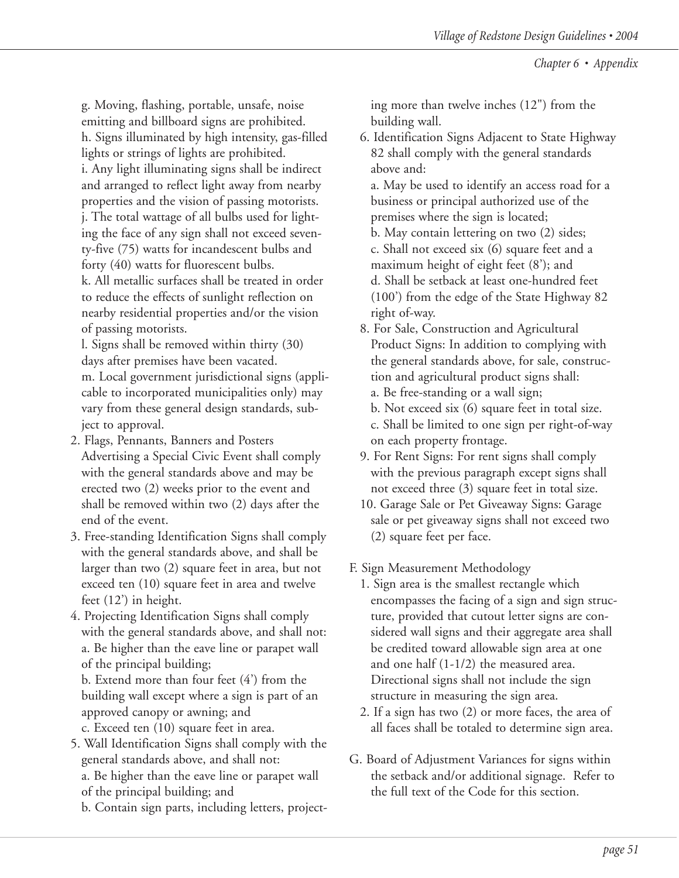g. Moving, flashing, portable, unsafe, noise emitting and billboard signs are prohibited.
h. Signs illuminated by high intensity, gas-filled lights or strings of lights are prohibited.
i. Any light illuminating signs shall be indirect and arranged to reflect light away from nearby properties and the vision of passing motorists.
j. The total wattage of all bulbs used for lighting the face of any sign shall not exceed seventy-five (75) watts for incandescent bulbs and forty (40) watts for fluorescent bulbs.
k. All metallic surfaces shall be treated in order to reduce the effects of sunlight reflection on nearby residential properties and/or the vision of passing motorists.
l. Signs shall be removed within thirty (30) days after premises have been vacated.
m. Local government jurisdictional signs (applicable to incorporated municipalities only) may vary from these general design standards, subject to approval.

2. Flags, Pennants, Banners and Posters Advertising a Special Civic Event shall comply with the general standards above and may be erected two (2) weeks prior to the event and shall be removed within two (2) days after the end of the event.
3. Free-standing Identification Signs shall comply with the general standards above, and shall be larger than two (2) square feet in area, but not exceed ten (10) square feet in area and twelve feet (12') in height.
4. Projecting Identification Signs shall comply with the general standards above, and shall not:
   a. Be higher than the eave line or parapet wall of the principal building;
   b. Extend more than four feet (4') from the building wall except where a sign is part of an approved canopy or awning; and
   c. Exceed ten (10) square feet in area.
5. Wall Identification Signs shall comply with the general standards above, and shall not:
   a. Be higher than the eave line or parapet wall of the principal building; and
   b. Contain sign parts, including letters, projecting more than twelve inches (12") from the building wall.
6. Identification Signs Adjacent to State Highway 82 shall comply with the general standards above and:
   a. May be used to identify an access road for a business or principal authorized use of the premises where the sign is located;
   b. May contain lettering on two (2) sides;
   c. Shall not exceed six (6) square feet and a maximum height of eight feet (8'); and
   d. Shall be setback at least one-hundred feet (100') from the edge of the State Highway 82 right of-way.
8. For Sale, Construction and Agricultural Product Signs: In addition to complying with the general standards above, for sale, construction and agricultural product signs shall:
   a. Be free-standing or a wall sign;
   b. Not exceed six (6) square feet in total size.
   c. Shall be limited to one sign per right-of-way on each property frontage.
9. For Rent Signs: For rent signs shall comply with the previous paragraph except signs shall not exceed three (3) square feet in total size.
10. Garage Sale or Pet Giveaway Signs: Garage sale or pet giveaway signs shall not exceed two (2) square feet per face.

F. Sign Measurement Methodology
1. Sign area is the smallest rectangle which encompasses the facing of a sign and sign structure, provided that cutout letter signs are considered wall signs and their aggregate area shall be credited toward allowable sign area at one and one half (1-1/2) the measured area. Directional signs shall not include the sign structure in measuring the sign area.
2. If a sign has two (2) or more faces, the area of all faces shall be totaled to determine sign area.

G. Board of Adjustment Variances for signs within the setback and/or additional signage. Refer to the full text of the Code for this section.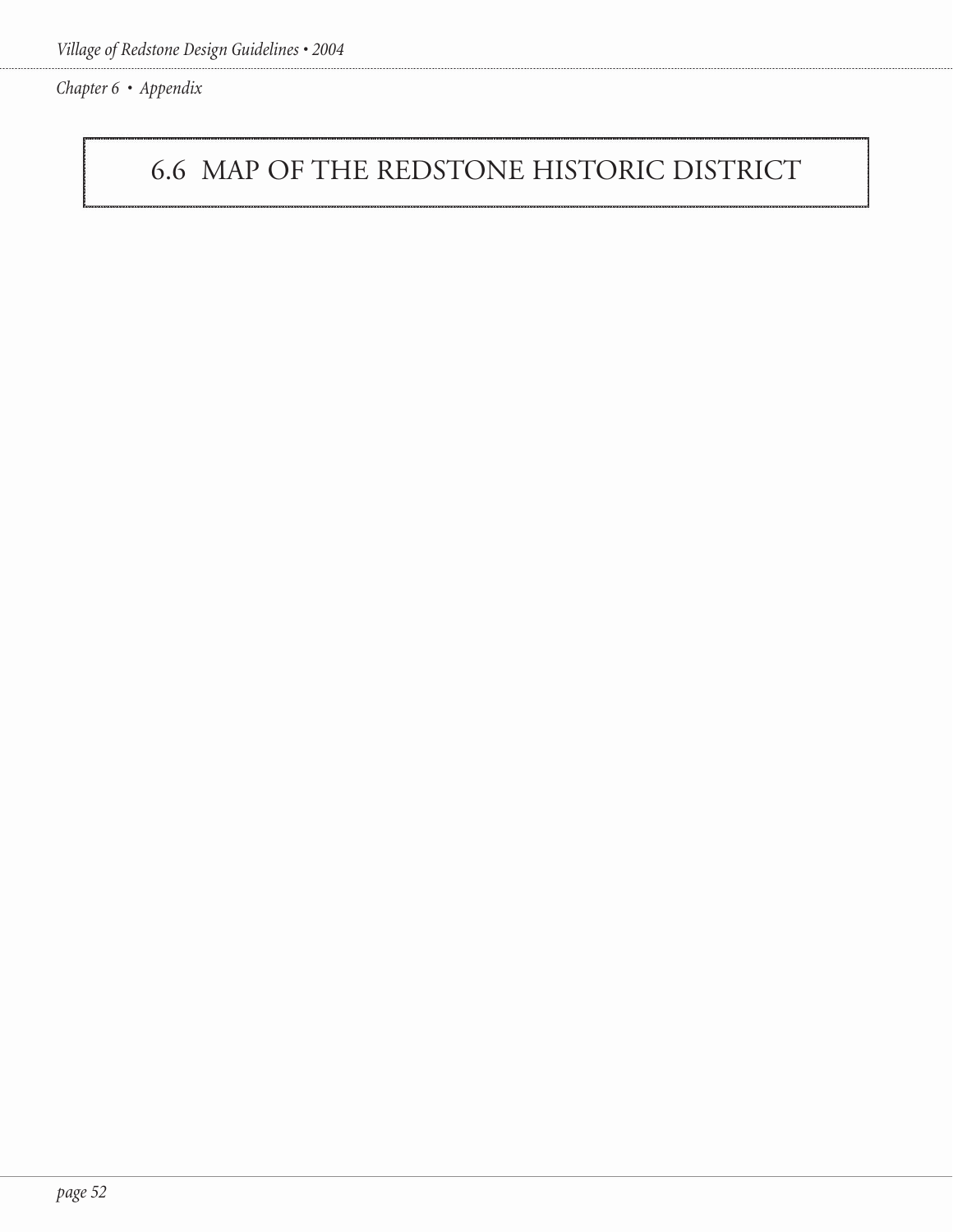## 6.6 MAP OF THE REDSTONE HISTORIC DISTRICT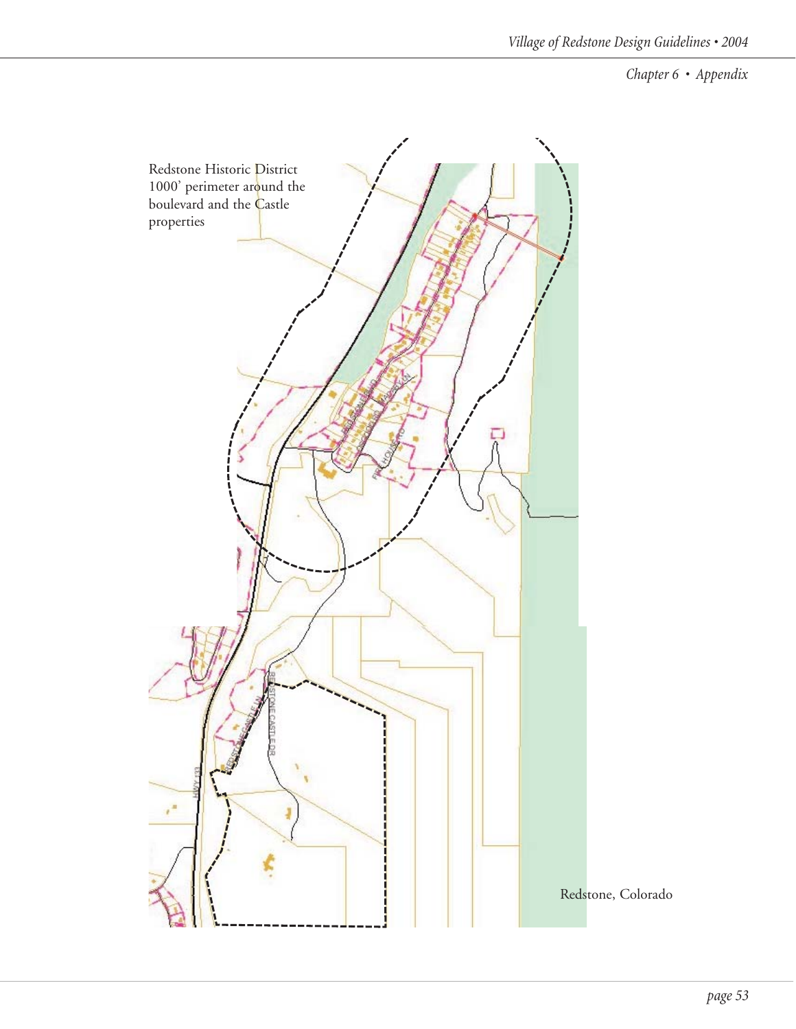Redstone Historic District 1000' perimeter around the boulevard and the Castle properties

REDSTONE CASTLE DR

REDSTONE CASTLE LN

HWY 133

Redstone, Colorado